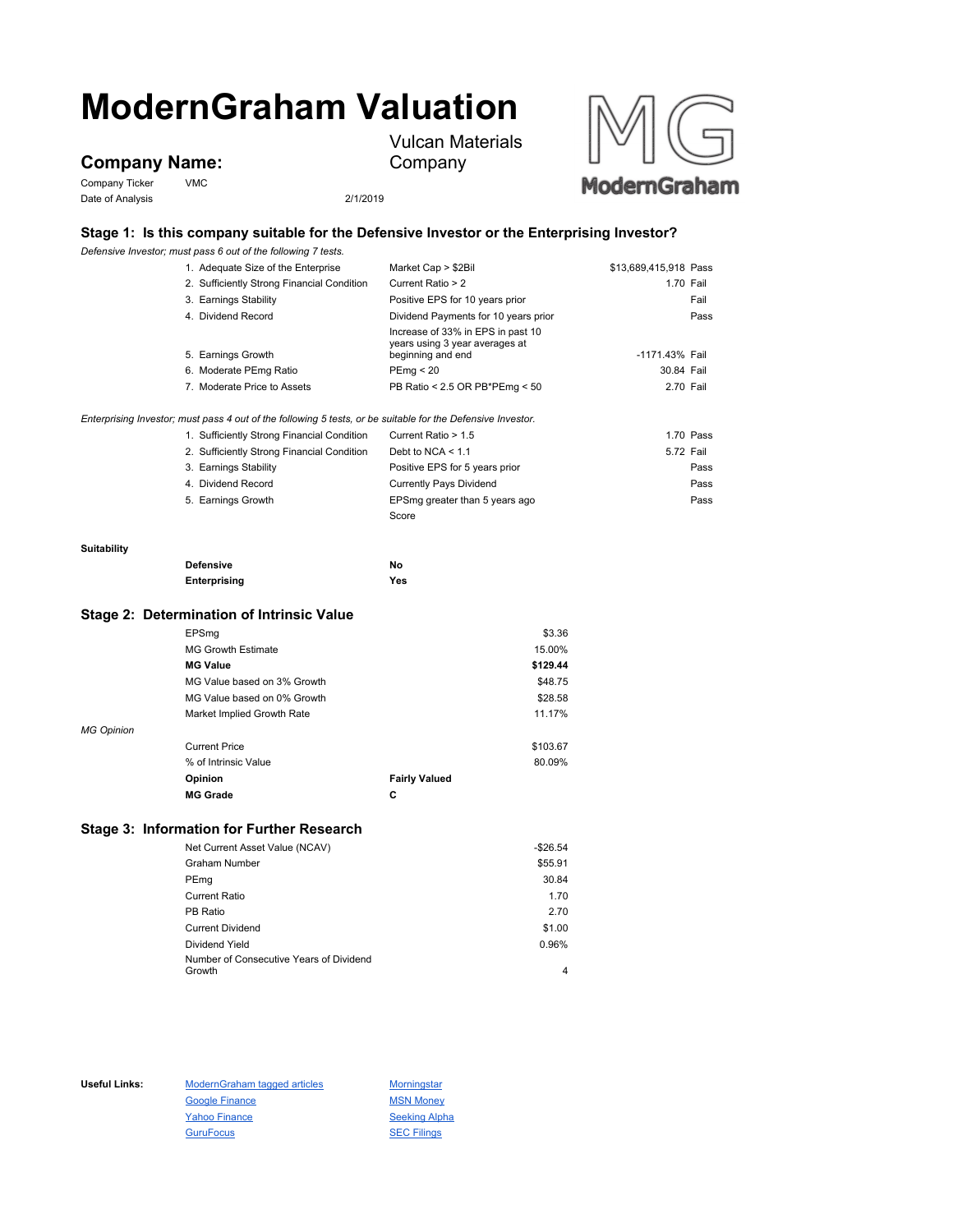# ModernGraham Valuation

## Company Name:

Vulcan Materials Company

| | | |
|---|---|---|
| Company Ticker | VMC | |
| Date of Analysis | | 2/1/2019 |

### Stage 1: Is this company suitable for the Defensive Investor or the Enterprising Investor?

*Defensive Investor; must pass 6 out of the following 7 tests.*

| Test | Criterion | Value | Result |
|---|---|---|---|
| 1. Adequate Size of the Enterprise | Market Cap > $2Bil | $13,689,415,918 | Pass |
| 2. Sufficiently Strong Financial Condition | Current Ratio > 2 | 1.70 | Fail |
| 3. Earnings Stability | Positive EPS for 10 years prior | | Fail |
| 4. Dividend Record | Dividend Payments for 10 years prior | | Pass |
| 5. Earnings Growth | Increase of 33% in EPS in past 10 years using 3 year averages at beginning and end | -1171.43% | Fail |
| 6. Moderate PEmg Ratio | PEmg < 20 | 30.84 | Fail |
| 7. Moderate Price to Assets | PB Ratio < 2.5 OR PB*PEmg < 50 | 2.70 | Fail |

*Enterprising Investor; must pass 4 out of the following 5 tests, or be suitable for the Defensive Investor.*

| Test | Criterion | Value | Result |
|---|---|---|---|
| 1. Sufficiently Strong Financial Condition | Current Ratio > 1.5 | 1.70 | Pass |
| 2. Sufficiently Strong Financial Condition | Debt to NCA < 1.1 | 5.72 | Fail |
| 3. Earnings Stability | Positive EPS for 5 years prior | | Pass |
| 4. Dividend Record | Currently Pays Dividend | | Pass |
| 5. Earnings Growth | EPSmg greater than 5 years ago | | Pass |
| | Score | | |

**Suitability**

| | |
|---|---|
| **Defensive** | **No** |
| **Enterprising** | **Yes** |

### Stage 2: Determination of Intrinsic Value

| | | |
|---|---|---|
| EPSmg | | $3.36 |
| MG Growth Estimate | | 15.00% |
| **MG Value** | | **$129.44** |
| MG Value based on 3% Growth | | $48.75 |
| MG Value based on 0% Growth | | $28.58 |
| Market Implied Growth Rate | | 11.17% |

*MG Opinion*

| | | |
|---|---|---|
| Current Price | | $103.67 |
| % of Intrinsic Value | | 80.09% |
| **Opinion** | **Fairly Valued** | |
| **MG Grade** | **C** | |

### Stage 3: Information for Further Research

| | |
|---|---|
| Net Current Asset Value (NCAV) | -$26.54 |
| Graham Number | $55.91 |
| PEmg | 30.84 |
| Current Ratio | 1.70 |
| PB Ratio | 2.70 |
| Current Dividend | $1.00 |
| Dividend Yield | 0.96% |
| Number of Consecutive Years of Dividend Growth | 4 |

**Useful Links:**

| | |
|---|---|
| ModernGraham tagged articles | Morningstar |
| Google Finance | MSN Money |
| Yahoo Finance | Seeking Alpha |
| GuruFocus | SEC Filings |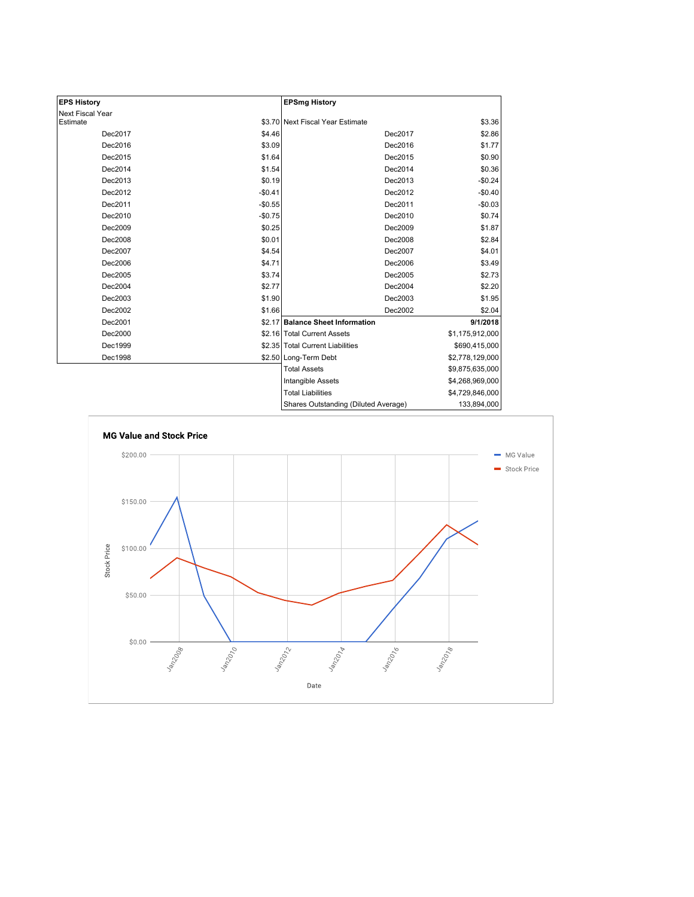| EPS History | | EPSmg History | |
|---|---|---|---|
| Next Fiscal Year Estimate | $3.70 | Next Fiscal Year Estimate | $3.36 |
| Dec2017 | $4.46 | Dec2017 | $2.86 |
| Dec2016 | $3.09 | Dec2016 | $1.77 |
| Dec2015 | $1.64 | Dec2015 | $0.90 |
| Dec2014 | $1.54 | Dec2014 | $0.36 |
| Dec2013 | $0.19 | Dec2013 | -$0.24 |
| Dec2012 | -$0.41 | Dec2012 | -$0.40 |
| Dec2011 | -$0.55 | Dec2011 | -$0.03 |
| Dec2010 | -$0.75 | Dec2010 | $0.74 |
| Dec2009 | $0.25 | Dec2009 | $1.87 |
| Dec2008 | $0.01 | Dec2008 | $2.84 |
| Dec2007 | $4.54 | Dec2007 | $4.01 |
| Dec2006 | $4.71 | Dec2006 | $3.49 |
| Dec2005 | $3.74 | Dec2005 | $2.73 |
| Dec2004 | $2.77 | Dec2004 | $2.20 |
| Dec2003 | $1.90 | Dec2003 | $1.95 |
| Dec2002 | $1.66 | Dec2002 | $2.04 |
| Dec2001 | $2.17 | **Balance Sheet Information** | **9/1/2018** |
| Dec2000 | $2.16 | Total Current Assets | $1,175,912,000 |
| Dec1999 | $2.35 | Total Current Liabilities | $690,415,000 |
| Dec1998 | $2.50 | Long-Term Debt | $2,778,129,000 |
| | | Total Assets | $9,875,635,000 |
| | | Intangible Assets | $4,268,969,000 |
| | | Total Liabilities | $4,729,846,000 |
| | | Shares Outstanding (Diluted Average) | 133,894,000 |

**MG Value and Stock Price**

| Date | MG Value | Stock Price |
|---|---|---|
| | | |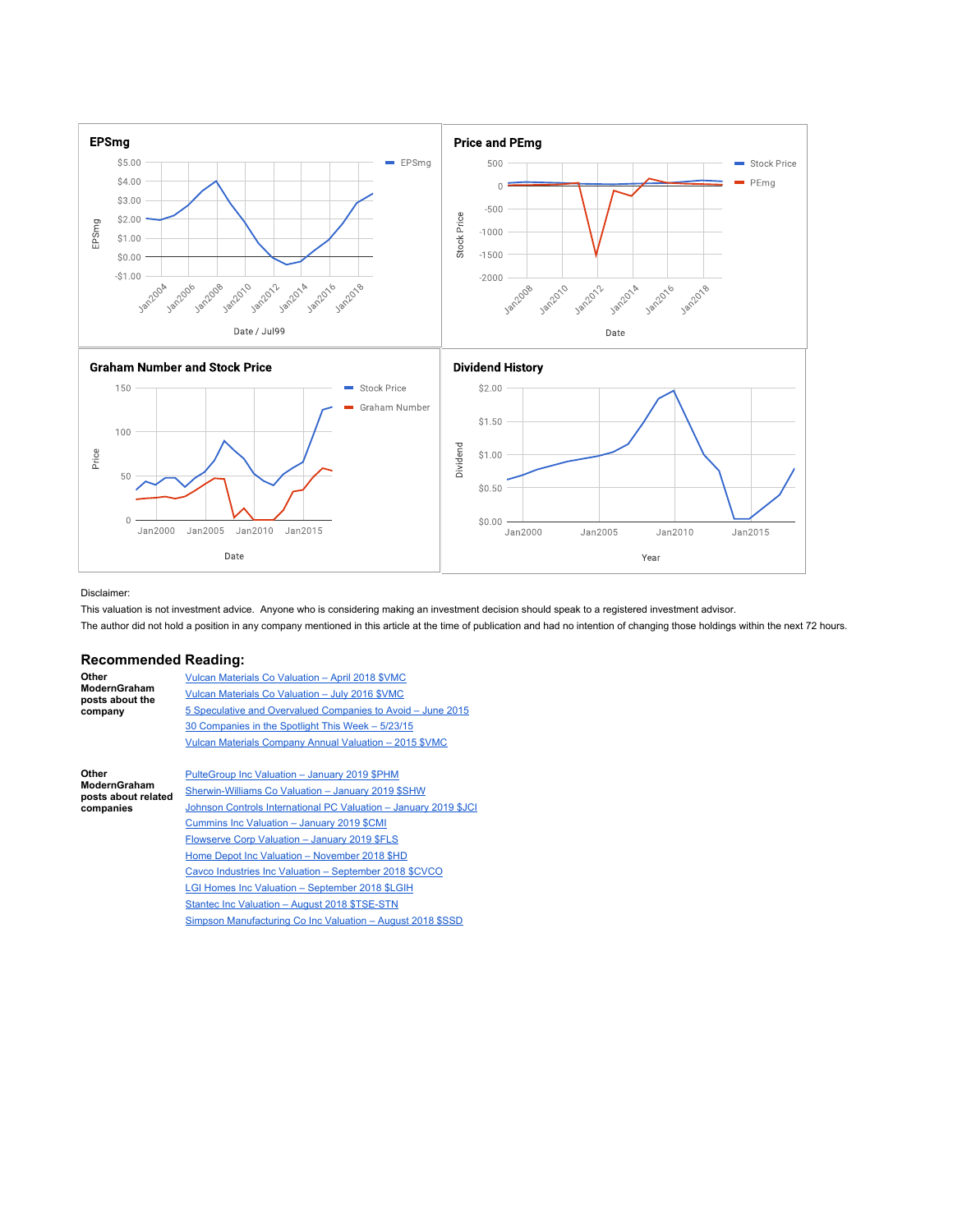**EPSmg**

EPSmg

$5.00
$4.00
$3.00
$2.00
$1.00
$0.00
-$1.00

Jan2004 Jan2006 Jan2008 Jan2010 Jan2012 Jan2014 Jan2016 Jan2018

Date / Jul99

**Price and PEmg**

Stock Price
PEmg

500
0
-500
-1000
-1500
-2000

Stock Price

Jan2008 Jan2010 Jan2012 Jan2014 Jan2016 Jan2018

Date

**Graham Number and Stock Price**

Stock Price
Graham Number

150
100
50
0

Price

Jan2000 Jan2005 Jan2010 Jan2015

Date

**Dividend History**

$2.00
$1.50
$1.00
$0.50
$0.00

Dividend

Jan2000 Jan2005 Jan2010 Jan2015

Year

Disclaimer:

This valuation is not investment advice. Anyone who is considering making an investment decision should speak to a registered investment advisor.

The author did not hold a position in any company mentioned in this article at the time of publication and had no intention of changing those holdings within the next 72 hours.

## Recommended Reading:

| | |
|---|---|
| **Other ModernGraham posts about the company** | Vulcan Materials Co Valuation – April 2018 $VMC<br>Vulcan Materials Co Valuation – July 2016 $VMC<br>5 Speculative and Overvalued Companies to Avoid – June 2015<br>30 Companies in the Spotlight This Week – 5/23/15<br>Vulcan Materials Company Annual Valuation – 2015 $VMC |
| **Other ModernGraham posts about related companies** | PulteGroup Inc Valuation – January 2019 $PHM<br>Sherwin-Williams Co Valuation – January 2019 $SHW<br>Johnson Controls International PC Valuation – January 2019 $JCI<br>Cummins Inc Valuation – January 2019 $CMI<br>Flowserve Corp Valuation – January 2019 $FLS<br>Home Depot Inc Valuation – November 2018 $HD<br>Cavco Industries Inc Valuation – September 2018 $CVCO<br>LGI Homes Inc Valuation – September 2018 $LGIH<br>Stantec Inc Valuation – August 2018 $TSE-STN<br>Simpson Manufacturing Co Inc Valuation – August 2018 $SSD |